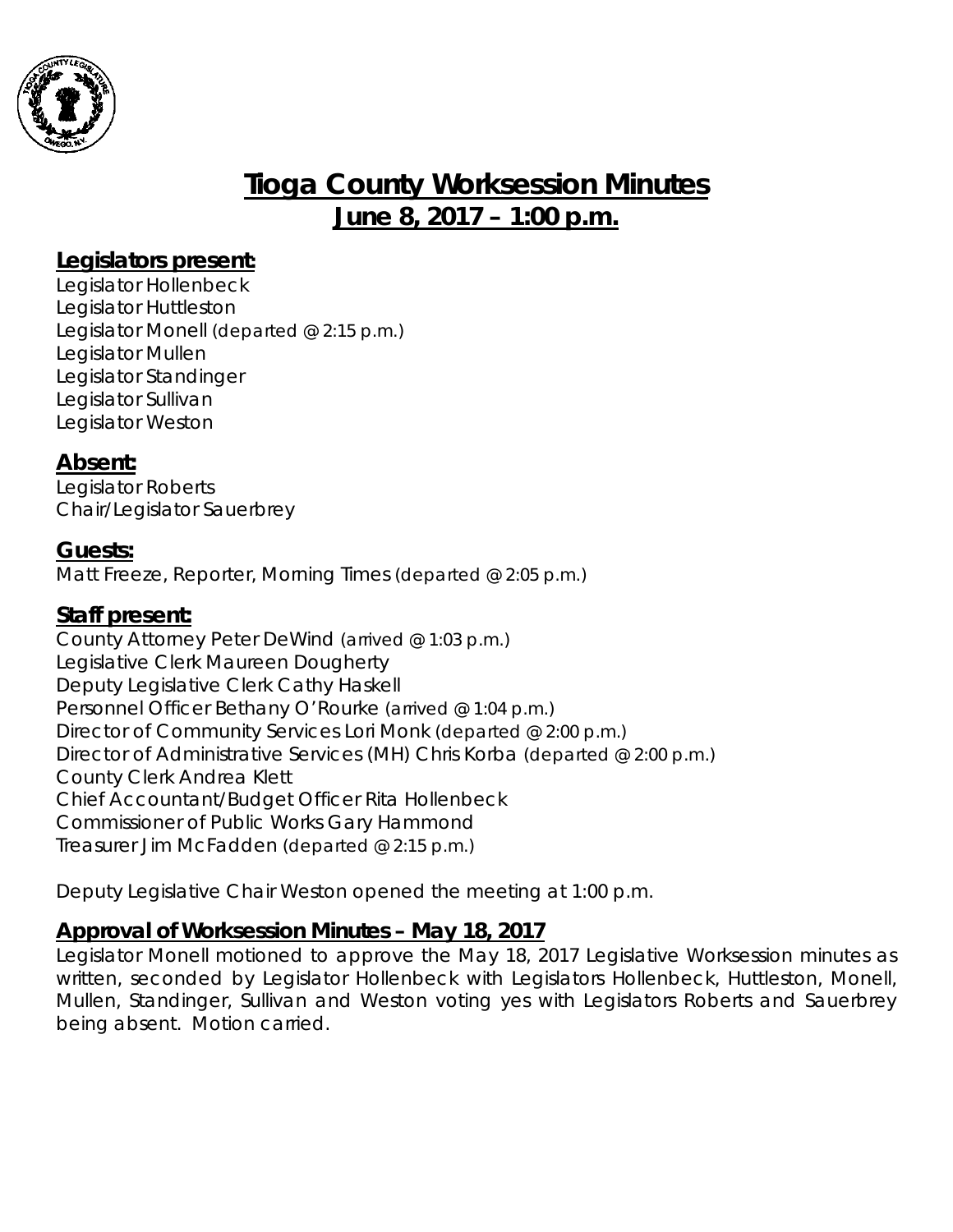# Tioga County Worksession Minutes
## June 8, 2017 – 1:00 p.m.

### Legislators present:

Legislator Hollenbeck
Legislator Huttleston
Legislator Monell (departed @ 2:15 p.m.)
Legislator Mullen
Legislator Standinger
Legislator Sullivan
Legislator Weston

### Absent:

Legislator Roberts
Chair/Legislator Sauerbrey

### Guests:

Matt Freeze, Reporter, Morning Times (departed @ 2:05 p.m.)

### Staff present:

County Attorney Peter DeWind (arrived @ 1:03 p.m.)
Legislative Clerk Maureen Dougherty
Deputy Legislative Clerk Cathy Haskell
Personnel Officer Bethany O'Rourke (arrived @ 1:04 p.m.)
Director of Community Services Lori Monk (departed @ 2:00 p.m.)
Director of Administrative Services (MH) Chris Korba (departed @ 2:00 p.m.)
County Clerk Andrea Klett
Chief Accountant/Budget Officer Rita Hollenbeck
Commissioner of Public Works Gary Hammond
Treasurer Jim McFadden (departed @ 2:15 p.m.)

Deputy Legislative Chair Weston opened the meeting at 1:00 p.m.

### Approval of Worksession Minutes – May 18, 2017

Legislator Monell motioned to approve the May 18, 2017 Legislative Worksession minutes as written, seconded by Legislator Hollenbeck with Legislators Hollenbeck, Huttleston, Monell, Mullen, Standinger, Sullivan and Weston voting yes with Legislators Roberts and Sauerbrey being absent. Motion carried.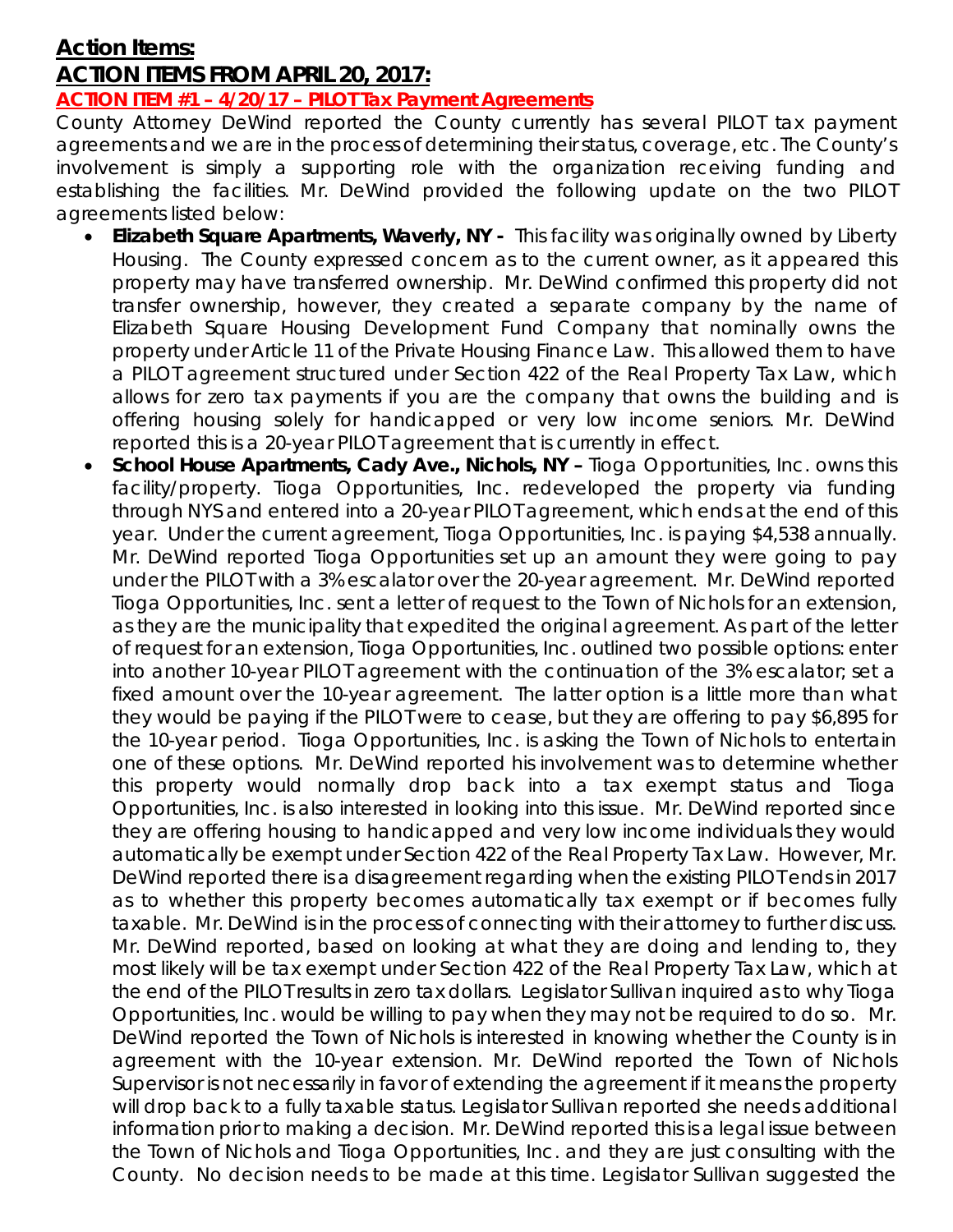## Action Items:

## ACTION ITEMS FROM APRIL 20, 2017:

**ACTION ITEM #1 – 4/20/17 – PILOT Tax Payment Agreements**

County Attorney DeWind reported the County currently has several PILOT tax payment agreements and we are in the process of determining their status, coverage, etc. The County's involvement is simply a supporting role with the organization receiving funding and establishing the facilities. Mr. DeWind provided the following update on the two PILOT agreements listed below:

- **Elizabeth Square Apartments, Waverly, NY -** This facility was originally owned by Liberty Housing. The County expressed concern as to the current owner, as it appeared this property may have transferred ownership. Mr. DeWind confirmed this property did not transfer ownership, however, they created a separate company by the name of Elizabeth Square Housing Development Fund Company that nominally owns the property under Article 11 of the Private Housing Finance Law. This allowed them to have a PILOT agreement structured under Section 422 of the Real Property Tax Law, which allows for zero tax payments if you are the company that owns the building and is offering housing solely for handicapped or very low income seniors. Mr. DeWind reported this is a 20-year PILOT agreement that is currently in effect.
- **School House Apartments, Cady Ave., Nichols, NY –** Tioga Opportunities, Inc. owns this facility/property. Tioga Opportunities, Inc. redeveloped the property via funding through NYS and entered into a 20-year PILOT agreement, which ends at the end of this year. Under the current agreement, Tioga Opportunities, Inc. is paying $4,538 annually. Mr. DeWind reported Tioga Opportunities set up an amount they were going to pay under the PILOT with a 3% escalator over the 20-year agreement. Mr. DeWind reported Tioga Opportunities, Inc. sent a letter of request to the Town of Nichols for an extension, as they are the municipality that expedited the original agreement. As part of the letter of request for an extension, Tioga Opportunities, Inc. outlined two possible options: enter into another 10-year PILOT agreement with the continuation of the 3% escalator; set a fixed amount over the 10-year agreement. The latter option is a little more than what they would be paying if the PILOT were to cease, but they are offering to pay $6,895 for the 10-year period. Tioga Opportunities, Inc. is asking the Town of Nichols to entertain one of these options. Mr. DeWind reported his involvement was to determine whether this property would normally drop back into a tax exempt status and Tioga Opportunities, Inc. is also interested in looking into this issue. Mr. DeWind reported since they are offering housing to handicapped and very low income individuals they would automatically be exempt under Section 422 of the Real Property Tax Law. However, Mr. DeWind reported there is a disagreement regarding when the existing PILOT ends in 2017 as to whether this property becomes automatically tax exempt or if becomes fully taxable. Mr. DeWind is in the process of connecting with their attorney to further discuss. Mr. DeWind reported, based on looking at what they are doing and lending to, they most likely will be tax exempt under Section 422 of the Real Property Tax Law, which at the end of the PILOT results in zero tax dollars. Legislator Sullivan inquired as to why Tioga Opportunities, Inc. would be willing to pay when they may not be required to do so. Mr. DeWind reported the Town of Nichols is interested in knowing whether the County is in agreement with the 10-year extension. Mr. DeWind reported the Town of Nichols Supervisor is not necessarily in favor of extending the agreement if it means the property will drop back to a fully taxable status. Legislator Sullivan reported she needs additional information prior to making a decision. Mr. DeWind reported this is a legal issue between the Town of Nichols and Tioga Opportunities, Inc. and they are just consulting with the County. No decision needs to be made at this time. Legislator Sullivan suggested the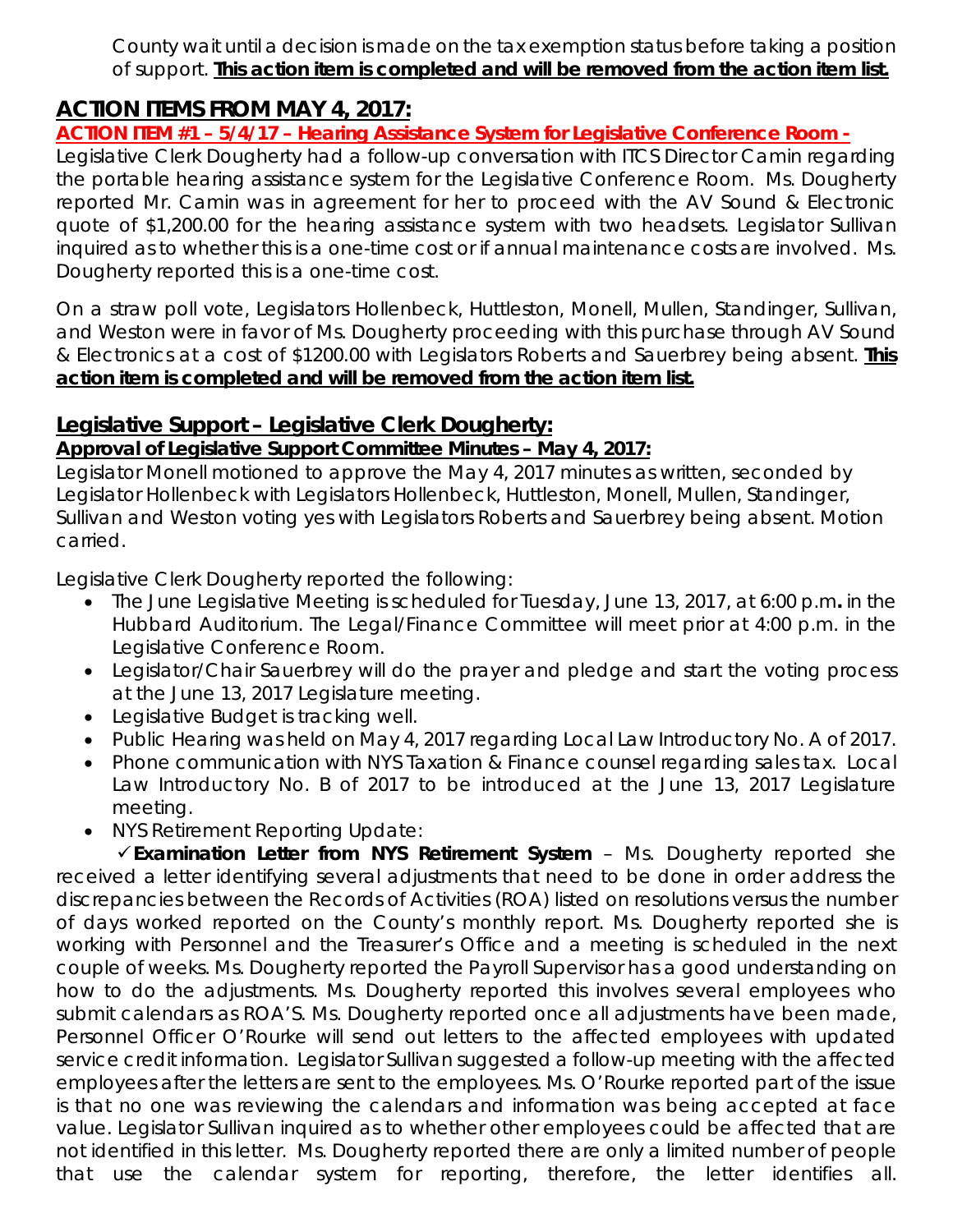County wait until a decision is made on the tax exemption status before taking a position of support. **This action item is completed and will be removed from the action item list.**

## ACTION ITEMS FROM MAY 4, 2017:

**ACTION ITEM #1 – 5/4/17 – Hearing Assistance System for Legislative Conference Room -**

Legislative Clerk Dougherty had a follow-up conversation with ITCS Director Camin regarding the portable hearing assistance system for the Legislative Conference Room. Ms. Dougherty reported Mr. Camin was in agreement for her to proceed with the AV Sound & Electronic quote of $1,200.00 for the hearing assistance system with two headsets. Legislator Sullivan inquired as to whether this is a one-time cost or if annual maintenance costs are involved. Ms. Dougherty reported this is a one-time cost.

On a straw poll vote, Legislators Hollenbeck, Huttleston, Monell, Mullen, Standinger, Sullivan, and Weston were in favor of Ms. Dougherty proceeding with this purchase through AV Sound & Electronics at a cost of $1200.00 with Legislators Roberts and Sauerbrey being absent. **This action item is completed and will be removed from the action item list.**

## Legislative Support – Legislative Clerk Dougherty:

**Approval of Legislative Support Committee Minutes – May 4, 2017:**

Legislator Monell motioned to approve the May 4, 2017 minutes as written, seconded by Legislator Hollenbeck with Legislators Hollenbeck, Huttleston, Monell, Mullen, Standinger, Sullivan and Weston voting yes with Legislators Roberts and Sauerbrey being absent. Motion carried.

Legislative Clerk Dougherty reported the following:

- The June Legislative Meeting is scheduled for Tuesday, June 13, 2017, at 6:00 p.m**.** in the Hubbard Auditorium. The Legal/Finance Committee will meet prior at 4:00 p.m. in the Legislative Conference Room.
- Legislator/Chair Sauerbrey will do the prayer and pledge and start the voting process at the June 13, 2017 Legislature meeting.
- Legislative Budget is tracking well.
- Public Hearing was held on May 4, 2017 regarding Local Law Introductory No. A of 2017.
- Phone communication with NYS Taxation & Finance counsel regarding sales tax. Local Law Introductory No. B of 2017 to be introduced at the June 13, 2017 Legislature meeting.
- NYS Retirement Reporting Update:

✓**Examination Letter from NYS Retirement System** – Ms. Dougherty reported she received a letter identifying several adjustments that need to be done in order address the discrepancies between the Records of Activities (ROA) listed on resolutions versus the number of days worked reported on the County's monthly report. Ms. Dougherty reported she is working with Personnel and the Treasurer's Office and a meeting is scheduled in the next couple of weeks. Ms. Dougherty reported the Payroll Supervisor has a good understanding on how to do the adjustments. Ms. Dougherty reported this involves several employees who submit calendars as ROA'S. Ms. Dougherty reported once all adjustments have been made, Personnel Officer O'Rourke will send out letters to the affected employees with updated service credit information. Legislator Sullivan suggested a follow-up meeting with the affected employees after the letters are sent to the employees. Ms. O'Rourke reported part of the issue is that no one was reviewing the calendars and information was being accepted at face value. Legislator Sullivan inquired as to whether other employees could be affected that are not identified in this letter. Ms. Dougherty reported there are only a limited number of people that use the calendar system for reporting, therefore, the letter identifies all.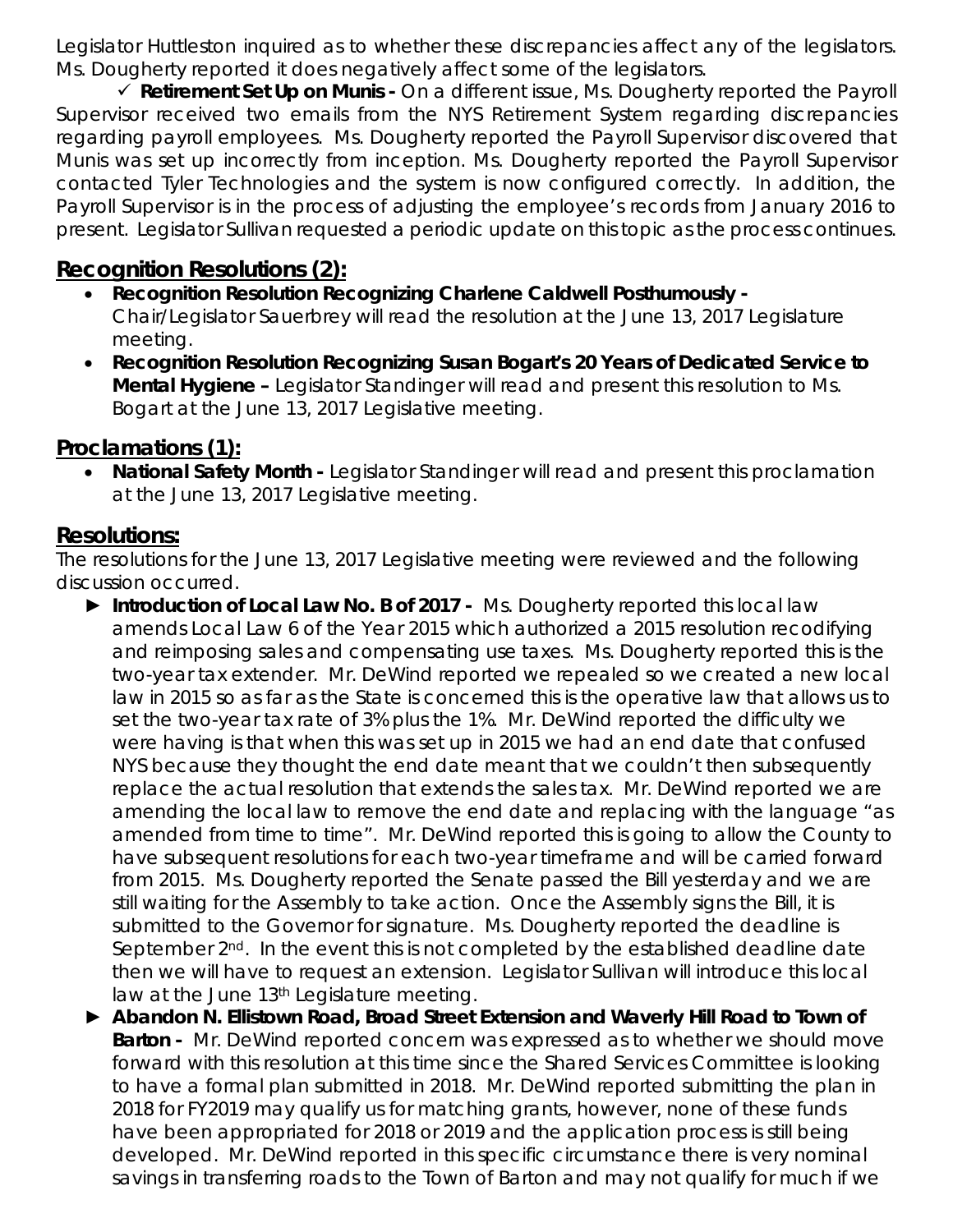Legislator Huttleston inquired as to whether these discrepancies affect any of the legislators. Ms. Dougherty reported it does negatively affect some of the legislators.

✓ **Retirement Set Up on Munis -** On a different issue, Ms. Dougherty reported the Payroll Supervisor received two emails from the NYS Retirement System regarding discrepancies regarding payroll employees. Ms. Dougherty reported the Payroll Supervisor discovered that Munis was set up incorrectly from inception. Ms. Dougherty reported the Payroll Supervisor contacted Tyler Technologies and the system is now configured correctly. In addition, the Payroll Supervisor is in the process of adjusting the employee's records from January 2016 to present. Legislator Sullivan requested a periodic update on this topic as the process continues.

## Recognition Resolutions (2):

- **Recognition Resolution Recognizing Charlene Caldwell Posthumously -** Chair/Legislator Sauerbrey will read the resolution at the June 13, 2017 Legislature meeting.
- **Recognition Resolution Recognizing Susan Bogart's 20 Years of Dedicated Service to Mental Hygiene –** Legislator Standinger will read and present this resolution to Ms. Bogart at the June 13, 2017 Legislative meeting.

## Proclamations (1):

- **National Safety Month -** Legislator Standinger will read and present this proclamation at the June 13, 2017 Legislative meeting.

## Resolutions:

The resolutions for the June 13, 2017 Legislative meeting were reviewed and the following discussion occurred.

- ► **Introduction of Local Law No. B of 2017 -** Ms. Dougherty reported this local law amends Local Law 6 of the Year 2015 which authorized a 2015 resolution recodifying and reimposing sales and compensating use taxes. Ms. Dougherty reported this is the two-year tax extender. Mr. DeWind reported we repealed so we created a new local law in 2015 so as far as the State is concerned this is the operative law that allows us to set the two-year tax rate of 3% plus the 1%. Mr. DeWind reported the difficulty we were having is that when this was set up in 2015 we had an end date that confused NYS because they thought the end date meant that we couldn't then subsequently replace the actual resolution that extends the sales tax. Mr. DeWind reported we are amending the local law to remove the end date and replacing with the language "as amended from time to time". Mr. DeWind reported this is going to allow the County to have subsequent resolutions for each two-year timeframe and will be carried forward from 2015. Ms. Dougherty reported the Senate passed the Bill yesterday and we are still waiting for the Assembly to take action. Once the Assembly signs the Bill, it is submitted to the Governor for signature. Ms. Dougherty reported the deadline is September 2nd. In the event this is not completed by the established deadline date then we will have to request an extension. Legislator Sullivan will introduce this local law at the June 13th Legislature meeting.
- ► **Abandon N. Ellistown Road, Broad Street Extension and Waverly Hill Road to Town of Barton -** Mr. DeWind reported concern was expressed as to whether we should move forward with this resolution at this time since the Shared Services Committee is looking to have a formal plan submitted in 2018. Mr. DeWind reported submitting the plan in 2018 for FY2019 may qualify us for matching grants, however, none of these funds have been appropriated for 2018 or 2019 and the application process is still being developed. Mr. DeWind reported in this specific circumstance there is very nominal savings in transferring roads to the Town of Barton and may not qualify for much if we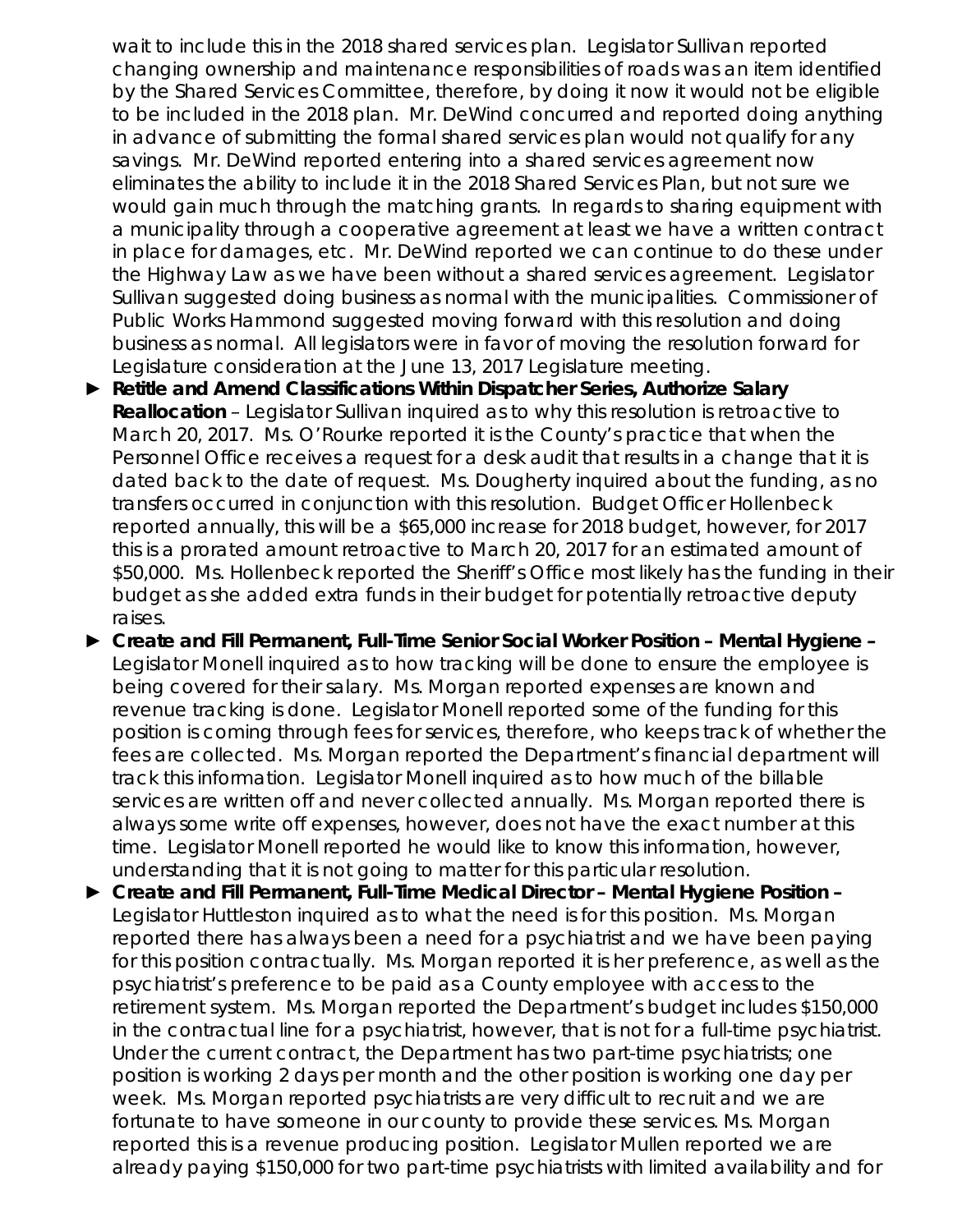wait to include this in the 2018 shared services plan. Legislator Sullivan reported changing ownership and maintenance responsibilities of roads was an item identified by the Shared Services Committee, therefore, by doing it now it would not be eligible to be included in the 2018 plan. Mr. DeWind concurred and reported doing anything in advance of submitting the formal shared services plan would not qualify for any savings. Mr. DeWind reported entering into a shared services agreement now eliminates the ability to include it in the 2018 Shared Services Plan, but not sure we would gain much through the matching grants. In regards to sharing equipment with a municipality through a cooperative agreement at least we have a written contract in place for damages, etc. Mr. DeWind reported we can continue to do these under the Highway Law as we have been without a shared services agreement. Legislator Sullivan suggested doing business as normal with the municipalities. Commissioner of Public Works Hammond suggested moving forward with this resolution and doing business as normal. All legislators were in favor of moving the resolution forward for Legislature consideration at the June 13, 2017 Legislature meeting.

- ► **Retitle and Amend Classifications Within Dispatcher Series, Authorize Salary Reallocation** – Legislator Sullivan inquired as to why this resolution is retroactive to March 20, 2017. Ms. O'Rourke reported it is the County's practice that when the Personnel Office receives a request for a desk audit that results in a change that it is dated back to the date of request. Ms. Dougherty inquired about the funding, as no transfers occurred in conjunction with this resolution. Budget Officer Hollenbeck reported annually, this will be a $65,000 increase for 2018 budget, however, for 2017 this is a prorated amount retroactive to March 20, 2017 for an estimated amount of $50,000. Ms. Hollenbeck reported the Sheriff's Office most likely has the funding in their budget as she added extra funds in their budget for potentially retroactive deputy raises.
- ► **Create and Fill Permanent, Full-Time Senior Social Worker Position – Mental Hygiene** – Legislator Monell inquired as to how tracking will be done to ensure the employee is being covered for their salary. Ms. Morgan reported expenses are known and revenue tracking is done. Legislator Monell reported some of the funding for this position is coming through fees for services, therefore, who keeps track of whether the fees are collected. Ms. Morgan reported the Department's financial department will track this information. Legislator Monell inquired as to how much of the billable services are written off and never collected annually. Ms. Morgan reported there is always some write off expenses, however, does not have the exact number at this time. Legislator Monell reported he would like to know this information, however, understanding that it is not going to matter for this particular resolution.
- ► **Create and Fill Permanent, Full-Time Medical Director – Mental Hygiene Position** – Legislator Huttleston inquired as to what the need is for this position. Ms. Morgan reported there has always been a need for a psychiatrist and we have been paying for this position contractually. Ms. Morgan reported it is her preference, as well as the psychiatrist's preference to be paid as a County employee with access to the retirement system. Ms. Morgan reported the Department's budget includes $150,000 in the contractual line for a psychiatrist, however, that is not for a full-time psychiatrist. Under the current contract, the Department has two part-time psychiatrists; one position is working 2 days per month and the other position is working one day per week. Ms. Morgan reported psychiatrists are very difficult to recruit and we are fortunate to have someone in our county to provide these services. Ms. Morgan reported this is a revenue producing position. Legislator Mullen reported we are already paying $150,000 for two part-time psychiatrists with limited availability and for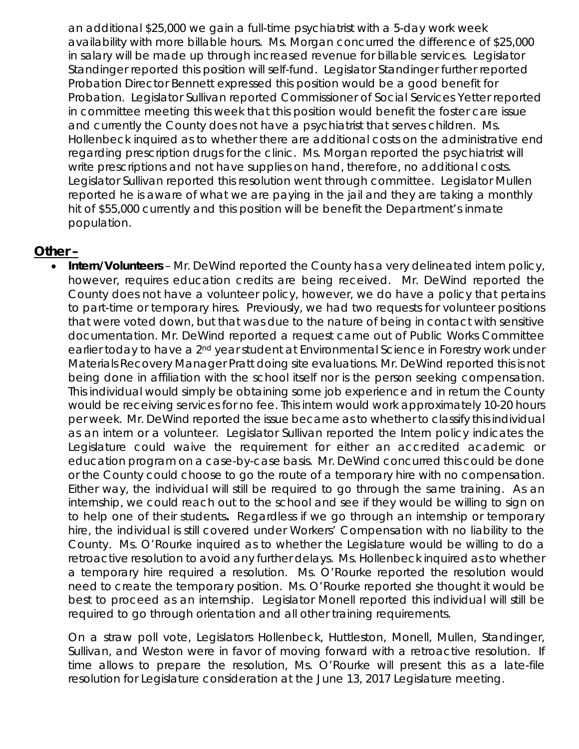an additional $25,000 we gain a full-time psychiatrist with a 5-day work week availability with more billable hours. Ms. Morgan concurred the difference of $25,000 in salary will be made up through increased revenue for billable services. Legislator Standinger reported this position will self-fund. Legislator Standinger further reported Probation Director Bennett expressed this position would be a good benefit for Probation. Legislator Sullivan reported Commissioner of Social Services Yetter reported in committee meeting this week that this position would benefit the foster care issue and currently the County does not have a psychiatrist that serves children. Ms. Hollenbeck inquired as to whether there are additional costs on the administrative end regarding prescription drugs for the clinic. Ms. Morgan reported the psychiatrist will write prescriptions and not have supplies on hand, therefore, no additional costs. Legislator Sullivan reported this resolution went through committee. Legislator Mullen reported he is aware of what we are paying in the jail and they are taking a monthly hit of $55,000 currently and this position will be benefit the Department's inmate population.

## Other –

- **Intern/Volunteers** – Mr. DeWind reported the County has a very delineated intern policy, however, requires education credits are being received. Mr. DeWind reported the County does not have a volunteer policy, however, we do have a policy that pertains to part-time or temporary hires. Previously, we had two requests for volunteer positions that were voted down, but that was due to the nature of being in contact with sensitive documentation. Mr. DeWind reported a request came out of Public Works Committee earlier today to have a 2nd year student at Environmental Science in Forestry work under Materials Recovery Manager Pratt doing site evaluations. Mr. DeWind reported this is not being done in affiliation with the school itself nor is the person seeking compensation. This individual would simply be obtaining some job experience and in return the County would be receiving services for no fee. This intern would work approximately 10-20 hours per week. Mr. DeWind reported the issue became as to whether to classify this individual as an intern or a volunteer. Legislator Sullivan reported the Intern policy indicates the Legislature could waive the requirement for either an accredited academic or education program on a case-by-case basis. Mr. DeWind concurred this could be done or the County could choose to go the route of a temporary hire with no compensation. Either way, the individual will still be required to go through the same training. As an internship, we could reach out to the school and see if they would be willing to sign on to help one of their students**.** Regardless if we go through an internship or temporary hire, the individual is still covered under Workers' Compensation with no liability to the County. Ms. O'Rourke inquired as to whether the Legislature would be willing to do a retroactive resolution to avoid any further delays. Ms. Hollenbeck inquired as to whether a temporary hire required a resolution. Ms. O'Rourke reported the resolution would need to create the temporary position. Ms. O'Rourke reported she thought it would be best to proceed as an internship. Legislator Monell reported this individual will still be required to go through orientation and all other training requirements.

  On a straw poll vote, Legislators Hollenbeck, Huttleston, Monell, Mullen, Standinger, Sullivan, and Weston were in favor of moving forward with a retroactive resolution. If time allows to prepare the resolution, Ms. O'Rourke will present this as a late-file resolution for Legislature consideration at the June 13, 2017 Legislature meeting.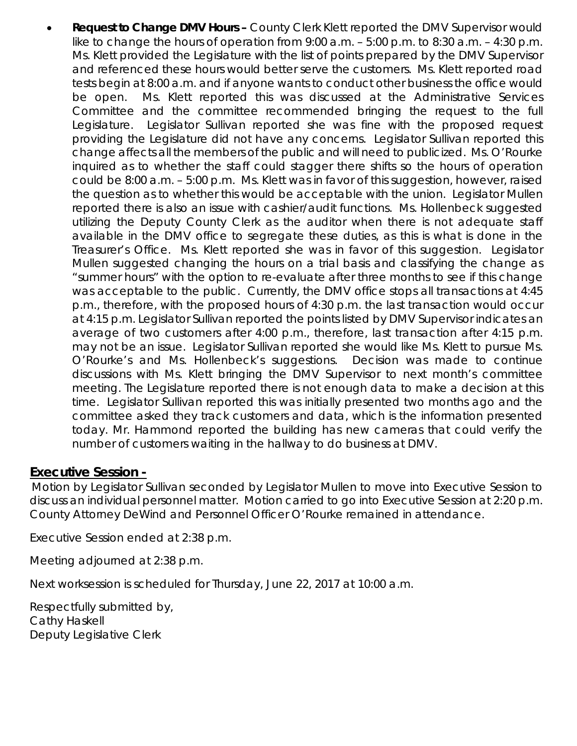- **Request to Change DMV Hours –** County Clerk Klett reported the DMV Supervisor would like to change the hours of operation from 9:00 a.m. – 5:00 p.m. to 8:30 a.m. – 4:30 p.m. Ms. Klett provided the Legislature with the list of points prepared by the DMV Supervisor and referenced these hours would better serve the customers. Ms. Klett reported road tests begin at 8:00 a.m. and if anyone wants to conduct other business the office would be open. Ms. Klett reported this was discussed at the Administrative Services Committee and the committee recommended bringing the request to the full Legislature. Legislator Sullivan reported she was fine with the proposed request providing the Legislature did not have any concerns. Legislator Sullivan reported this change affects all the members of the public and will need to publicized. Ms. O'Rourke inquired as to whether the staff could stagger there shifts so the hours of operation could be 8:00 a.m. – 5:00 p.m. Ms. Klett was in favor of this suggestion, however, raised the question as to whether this would be acceptable with the union. Legislator Mullen reported there is also an issue with cashier/audit functions. Ms. Hollenbeck suggested utilizing the Deputy County Clerk as the auditor when there is not adequate staff available in the DMV office to segregate these duties, as this is what is done in the Treasurer's Office. Ms. Klett reported she was in favor of this suggestion. Legislator Mullen suggested changing the hours on a trial basis and classifying the change as "summer hours" with the option to re-evaluate after three months to see if this change was acceptable to the public. Currently, the DMV office stops all transactions at 4:45 p.m., therefore, with the proposed hours of 4:30 p.m. the last transaction would occur at 4:15 p.m. Legislator Sullivan reported the points listed by DMV Supervisor indicates an average of two customers after 4:00 p.m., therefore, last transaction after 4:15 p.m. may not be an issue. Legislator Sullivan reported she would like Ms. Klett to pursue Ms. O'Rourke's and Ms. Hollenbeck's suggestions. Decision was made to continue discussions with Ms. Klett bringing the DMV Supervisor to next month's committee meeting. The Legislature reported there is not enough data to make a decision at this time. Legislator Sullivan reported this was initially presented two months ago and the committee asked they track customers and data, which is the information presented today. Mr. Hammond reported the building has new cameras that could verify the number of customers waiting in the hallway to do business at DMV.

## Executive Session -

Motion by Legislator Sullivan seconded by Legislator Mullen to move into Executive Session to discuss an individual personnel matter. Motion carried to go into Executive Session at 2:20 p.m. County Attorney DeWind and Personnel Officer O'Rourke remained in attendance.

Executive Session ended at 2:38 p.m.

Meeting adjourned at 2:38 p.m.

Next worksession is scheduled for Thursday, June 22, 2017 at 10:00 a.m.

Respectfully submitted by,
Cathy Haskell
Deputy Legislative Clerk